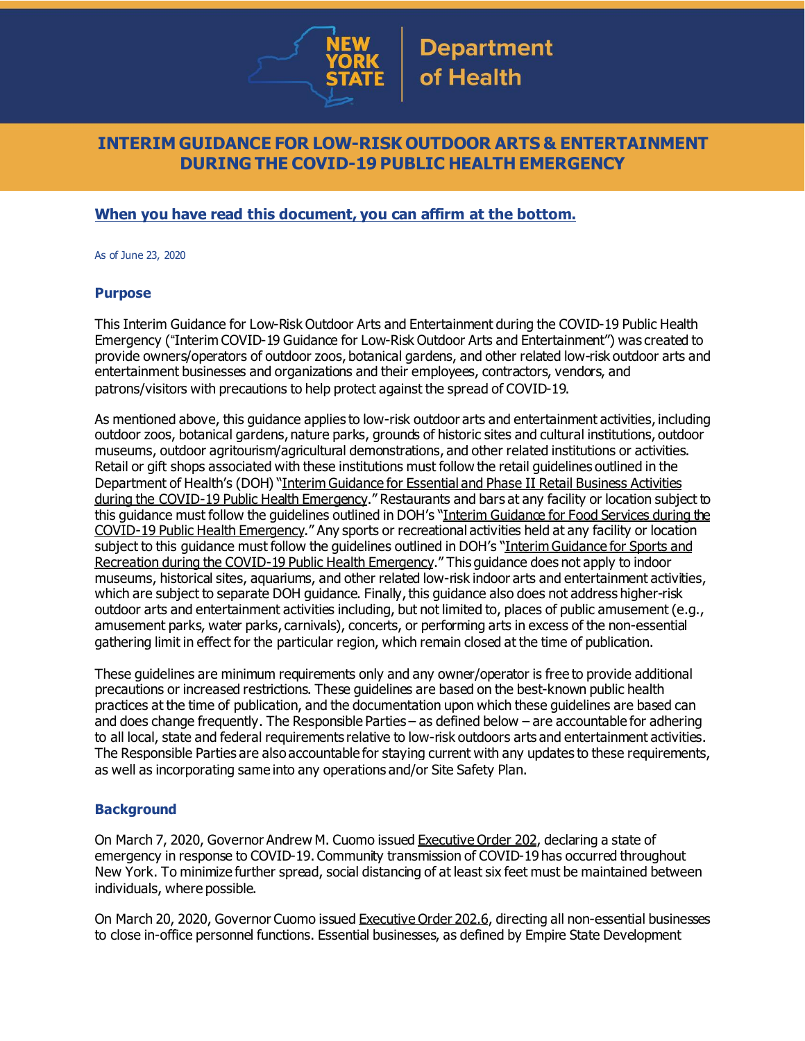# INTERIM GUIDANCE FOR LOW-RISK OUTDOOR ARTS & ENTERTAINMENT DURING THE COVID-19 PUBLIC HEALTH EMERGENCY

**When you have read this document, you can affirm at the bottom.**

As of June 23, 2020

## Purpose

This Interim Guidance for Low-Risk Outdoor Arts and Entertainment during the COVID-19 Public Health Emergency ("Interim COVID-19 Guidance for Low-Risk Outdoor Arts and Entertainment") was created to provide owners/operators of outdoor zoos, botanical gardens, and other related low-risk outdoor arts and entertainment businesses and organizations and their employees, contractors, vendors, and patrons/visitors with precautions to help protect against the spread of COVID-19.

As mentioned above, this guidance applies to low-risk outdoor arts and entertainment activities, including outdoor zoos, botanical gardens, nature parks, grounds of historic sites and cultural institutions, outdoor museums, outdoor agritourism/agricultural demonstrations, and other related institutions or activities. Retail or gift shops associated with these institutions must follow the retail guidelines outlined in the Department of Health's (DOH) "Interim Guidance for Essential and Phase II Retail Business Activities during the COVID-19 Public Health Emergency." Restaurants and bars at any facility or location subject to this guidance must follow the guidelines outlined in DOH's "Interim Guidance for Food Services during the COVID-19 Public Health Emergency." Any sports or recreational activities held at any facility or location subject to this guidance must follow the guidelines outlined in DOH's "Interim Guidance for Sports and Recreation during the COVID-19 Public Health Emergency." This guidance does not apply to indoor museums, historical sites, aquariums, and other related low-risk indoor arts and entertainment activities, which are subject to separate DOH guidance. Finally, this guidance also does not address higher-risk outdoor arts and entertainment activities including, but not limited to, places of public amusement (e.g., amusement parks, water parks, carnivals), concerts, or performing arts in excess of the non-essential gathering limit in effect for the particular region, which remain closed at the time of publication.

These guidelines are minimum requirements only and any owner/operator is free to provide additional precautions or increased restrictions. These guidelines are based on the best-known public health practices at the time of publication, and the documentation upon which these guidelines are based can and does change frequently. The Responsible Parties – as defined below – are accountable for adhering to all local, state and federal requirements relative to low-risk outdoors arts and entertainment activities. The Responsible Parties are also accountable for staying current with any updates to these requirements, as well as incorporating same into any operations and/or Site Safety Plan.

## Background

On March 7, 2020, Governor Andrew M. Cuomo issued Executive Order 202, declaring a state of emergency in response to COVID-19. Community transmission of COVID-19 has occurred throughout New York. To minimize further spread, social distancing of at least six feet must be maintained between individuals, where possible.

On March 20, 2020, Governor Cuomo issued Executive Order 202.6, directing all non-essential businesses to close in-office personnel functions. Essential businesses, as defined by Empire State Development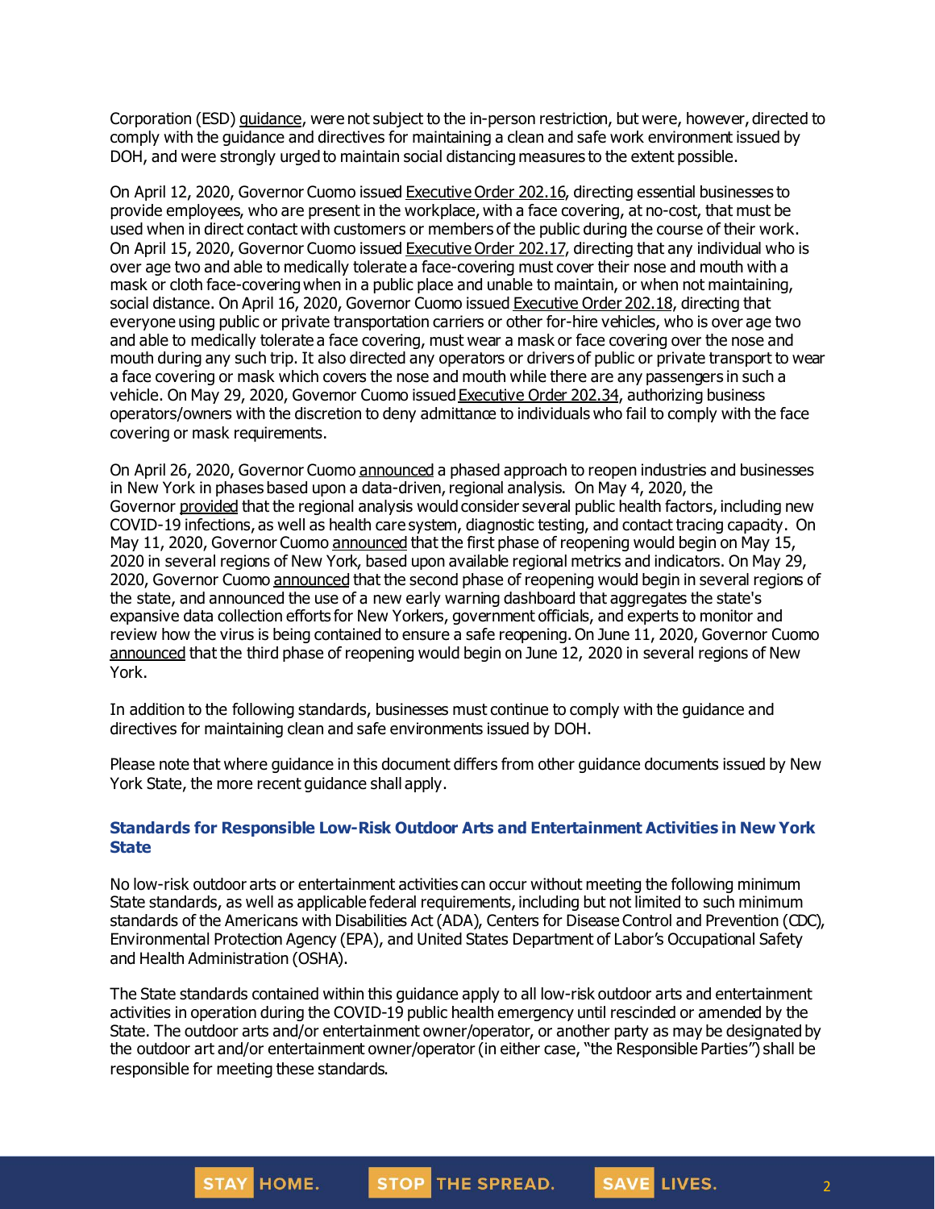Corporation (ESD) guidance, were not subject to the in-person restriction, but were, however, directed to comply with the guidance and directives for maintaining a clean and safe work environment issued by DOH, and were strongly urged to maintain social distancing measures to the extent possible.

On April 12, 2020, Governor Cuomo issued Executive Order 202.16, directing essential businesses to provide employees, who are present in the workplace, with a face covering, at no-cost, that must be used when in direct contact with customers or members of the public during the course of their work. On April 15, 2020, Governor Cuomo issued Executive Order 202.17, directing that any individual who is over age two and able to medically tolerate a face-covering must cover their nose and mouth with a mask or cloth face-covering when in a public place and unable to maintain, or when not maintaining, social distance. On April 16, 2020, Governor Cuomo issued Executive Order 202.18, directing that everyone using public or private transportation carriers or other for-hire vehicles, who is over age two and able to medically tolerate a face covering, must wear a mask or face covering over the nose and mouth during any such trip. It also directed any operators or drivers of public or private transport to wear a face covering or mask which covers the nose and mouth while there are any passengers in such a vehicle. On May 29, 2020, Governor Cuomo issued Executive Order 202.34, authorizing business operators/owners with the discretion to deny admittance to individuals who fail to comply with the face covering or mask requirements.

On April 26, 2020, Governor Cuomo announced a phased approach to reopen industries and businesses in New York in phases based upon a data-driven, regional analysis. On May 4, 2020, the Governor provided that the regional analysis would consider several public health factors, including new COVID-19 infections, as well as health care system, diagnostic testing, and contact tracing capacity. On May 11, 2020, Governor Cuomo announced that the first phase of reopening would begin on May 15, 2020 in several regions of New York, based upon available regional metrics and indicators. On May 29, 2020, Governor Cuomo announced that the second phase of reopening would begin in several regions of the state, and announced the use of a new early warning dashboard that aggregates the state's expansive data collection efforts for New Yorkers, government officials, and experts to monitor and review how the virus is being contained to ensure a safe reopening. On June 11, 2020, Governor Cuomo announced that the third phase of reopening would begin on June 12, 2020 in several regions of New York.

In addition to the following standards, businesses must continue to comply with the guidance and directives for maintaining clean and safe environments issued by DOH.

Please note that where guidance in this document differs from other guidance documents issued by New York State, the more recent guidance shall apply.

## Standards for Responsible Low-Risk Outdoor Arts and Entertainment Activities in New York State

No low-risk outdoor arts or entertainment activities can occur without meeting the following minimum State standards, as well as applicable federal requirements, including but not limited to such minimum standards of the Americans with Disabilities Act (ADA), Centers for Disease Control and Prevention (CDC), Environmental Protection Agency (EPA), and United States Department of Labor's Occupational Safety and Health Administration (OSHA).

The State standards contained within this guidance apply to all low-risk outdoor arts and entertainment activities in operation during the COVID-19 public health emergency until rescinded or amended by the State. The outdoor arts and/or entertainment owner/operator, or another party as may be designated by the outdoor art and/or entertainment owner/operator (in either case, "the Responsible Parties") shall be responsible for meeting these standards.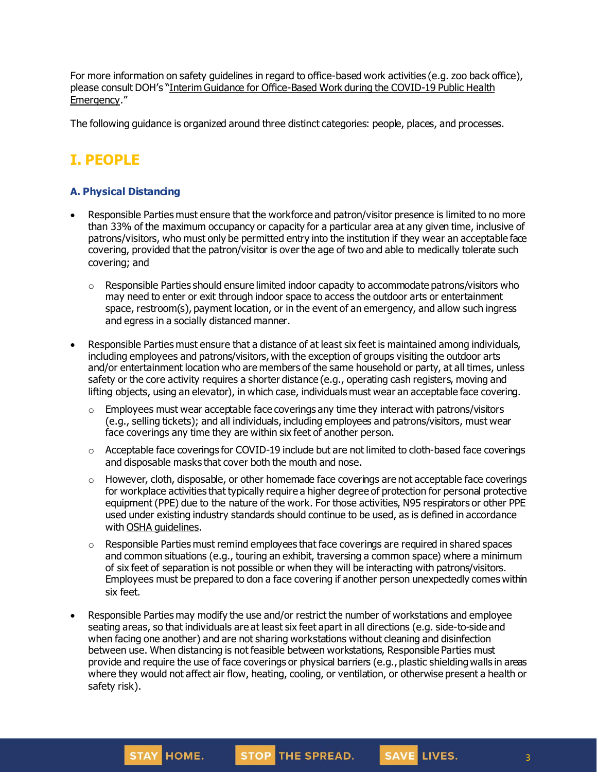For more information on safety guidelines in regard to office-based work activities (e.g. zoo back office), please consult DOH's "Interim Guidance for Office-Based Work during the COVID-19 Public Health Emergency."

The following guidance is organized around three distinct categories: people, places, and processes.

# I. PEOPLE

## A. Physical Distancing

- Responsible Parties must ensure that the workforce and patron/visitor presence is limited to no more than 33% of the maximum occupancy or capacity for a particular area at any given time, inclusive of patrons/visitors, who must only be permitted entry into the institution if they wear an acceptable face covering, provided that the patron/visitor is over the age of two and able to medically tolerate such covering; and
    - Responsible Parties should ensure limited indoor capacity to accommodate patrons/visitors who may need to enter or exit through indoor space to access the outdoor arts or entertainment space, restroom(s), payment location, or in the event of an emergency, and allow such ingress and egress in a socially distanced manner.
- Responsible Parties must ensure that a distance of at least six feet is maintained among individuals, including employees and patrons/visitors, with the exception of groups visiting the outdoor arts and/or entertainment location who are members of the same household or party, at all times, unless safety or the core activity requires a shorter distance (e.g., operating cash registers, moving and lifting objects, using an elevator), in which case, individuals must wear an acceptable face covering.
    - Employees must wear acceptable face coverings any time they interact with patrons/visitors (e.g., selling tickets); and all individuals, including employees and patrons/visitors, must wear face coverings any time they are within six feet of another person.
    - Acceptable face coverings for COVID-19 include but are not limited to cloth-based face coverings and disposable masks that cover both the mouth and nose.
    - However, cloth, disposable, or other homemade face coverings are not acceptable face coverings for workplace activities that typically require a higher degree of protection for personal protective equipment (PPE) due to the nature of the work. For those activities, N95 respirators or other PPE used under existing industry standards should continue to be used, as is defined in accordance with OSHA guidelines.
    - Responsible Parties must remind employees that face coverings are required in shared spaces and common situations (e.g., touring an exhibit, traversing a common space) where a minimum of six feet of separation is not possible or when they will be interacting with patrons/visitors. Employees must be prepared to don a face covering if another person unexpectedly comes within six feet.
- Responsible Parties may modify the use and/or restrict the number of workstations and employee seating areas, so that individuals are at least six feet apart in all directions (e.g. side-to-side and when facing one another) and are not sharing workstations without cleaning and disinfection between use. When distancing is not feasible between workstations, Responsible Parties must provide and require the use of face coverings or physical barriers (e.g., plastic shielding walls in areas where they would not affect air flow, heating, cooling, or ventilation, or otherwise present a health or safety risk).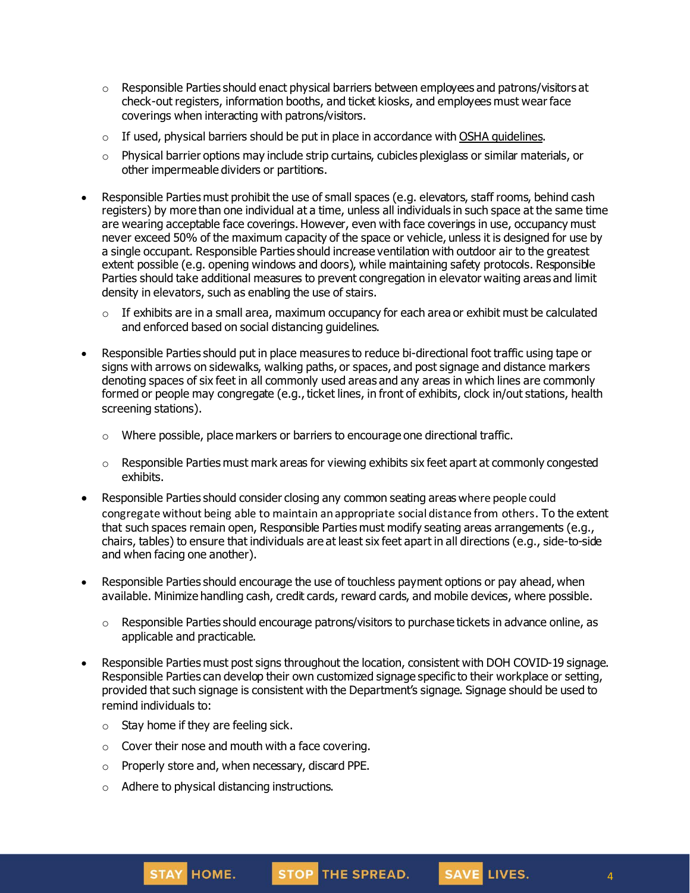- Responsible Parties should enact physical barriers between employees and patrons/visitors at check-out registers, information booths, and ticket kiosks, and employees must wear face coverings when interacting with patrons/visitors.
  - If used, physical barriers should be put in place in accordance with OSHA guidelines.
  - Physical barrier options may include strip curtains, cubicles plexiglass or similar materials, or other impermeable dividers or partitions.

- Responsible Parties must prohibit the use of small spaces (e.g. elevators, staff rooms, behind cash registers) by more than one individual at a time, unless all individuals in such space at the same time are wearing acceptable face coverings. However, even with face coverings in use, occupancy must never exceed 50% of the maximum capacity of the space or vehicle, unless it is designed for use by a single occupant. Responsible Parties should increase ventilation with outdoor air to the greatest extent possible (e.g. opening windows and doors), while maintaining safety protocols. Responsible Parties should take additional measures to prevent congregation in elevator waiting areas and limit density in elevators, such as enabling the use of stairs.
  - If exhibits are in a small area, maximum occupancy for each area or exhibit must be calculated and enforced based on social distancing guidelines.

- Responsible Parties should put in place measures to reduce bi-directional foot traffic using tape or signs with arrows on sidewalks, walking paths, or spaces, and post signage and distance markers denoting spaces of six feet in all commonly used areas and any areas in which lines are commonly formed or people may congregate (e.g., ticket lines, in front of exhibits, clock in/out stations, health screening stations).
  - Where possible, place markers or barriers to encourage one directional traffic.
  - Responsible Parties must mark areas for viewing exhibits six feet apart at commonly congested exhibits.

- Responsible Parties should consider closing any common seating areas where people could congregate without being able to maintain an appropriate social distance from others. To the extent that such spaces remain open, Responsible Parties must modify seating areas arrangements (e.g., chairs, tables) to ensure that individuals are at least six feet apart in all directions (e.g., side-to-side and when facing one another).

- Responsible Parties should encourage the use of touchless payment options or pay ahead, when available. Minimize handling cash, credit cards, reward cards, and mobile devices, where possible.
  - Responsible Parties should encourage patrons/visitors to purchase tickets in advance online, as applicable and practicable.

- Responsible Parties must post signs throughout the location, consistent with DOH COVID-19 signage. Responsible Parties can develop their own customized signage specific to their workplace or setting, provided that such signage is consistent with the Department's signage. Signage should be used to remind individuals to:
  - Stay home if they are feeling sick.
  - Cover their nose and mouth with a face covering.
  - Properly store and, when necessary, discard PPE.
  - Adhere to physical distancing instructions.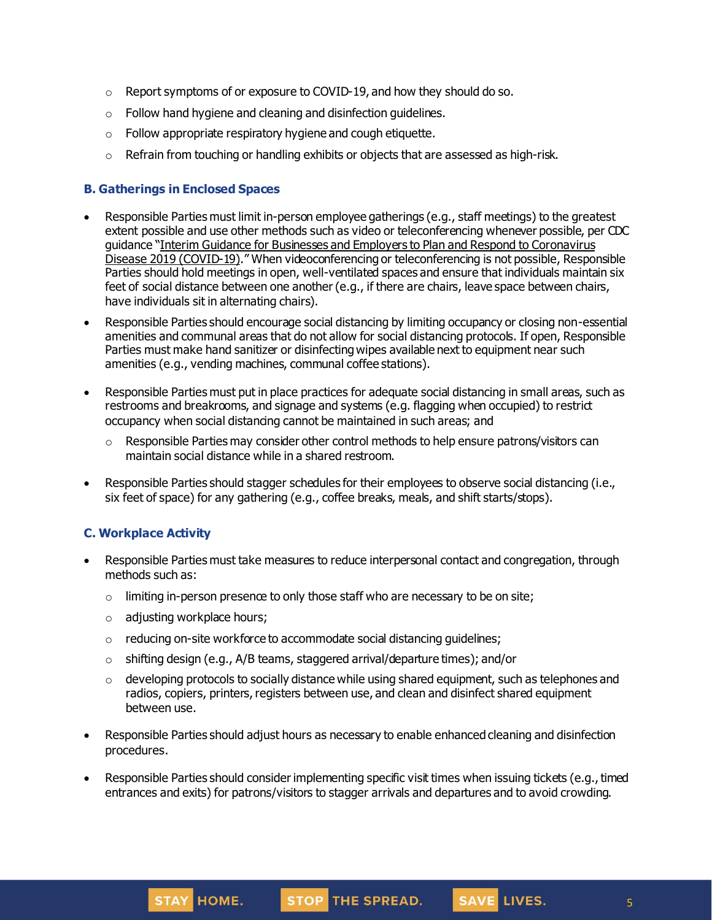- Report symptoms of or exposure to COVID-19, and how they should do so.
- Follow hand hygiene and cleaning and disinfection guidelines.
- Follow appropriate respiratory hygiene and cough etiquette.
- Refrain from touching or handling exhibits or objects that are assessed as high-risk.

### B. Gatherings in Enclosed Spaces

- Responsible Parties must limit in-person employee gatherings (e.g., staff meetings) to the greatest extent possible and use other methods such as video or teleconferencing whenever possible, per CDC guidance "Interim Guidance for Businesses and Employers to Plan and Respond to Coronavirus Disease 2019 (COVID-19)." When videoconferencing or teleconferencing is not possible, Responsible Parties should hold meetings in open, well-ventilated spaces and ensure that individuals maintain six feet of social distance between one another (e.g., if there are chairs, leave space between chairs, have individuals sit in alternating chairs).
- Responsible Parties should encourage social distancing by limiting occupancy or closing non-essential amenities and communal areas that do not allow for social distancing protocols. If open, Responsible Parties must make hand sanitizer or disinfecting wipes available next to equipment near such amenities (e.g., vending machines, communal coffee stations).
- Responsible Parties must put in place practices for adequate social distancing in small areas, such as restrooms and breakrooms, and signage and systems (e.g. flagging when occupied) to restrict occupancy when social distancing cannot be maintained in such areas; and
  - Responsible Parties may consider other control methods to help ensure patrons/visitors can maintain social distance while in a shared restroom.
- Responsible Parties should stagger schedules for their employees to observe social distancing (i.e., six feet of space) for any gathering (e.g., coffee breaks, meals, and shift starts/stops).

### C. Workplace Activity

- Responsible Parties must take measures to reduce interpersonal contact and congregation, through methods such as:
  - limiting in-person presence to only those staff who are necessary to be on site;
  - adjusting workplace hours;
  - reducing on-site workforce to accommodate social distancing guidelines;
  - shifting design (e.g., A/B teams, staggered arrival/departure times); and/or
  - developing protocols to socially distance while using shared equipment, such as telephones and radios, copiers, printers, registers between use, and clean and disinfect shared equipment between use.
- Responsible Parties should adjust hours as necessary to enable enhanced cleaning and disinfection procedures.
- Responsible Parties should consider implementing specific visit times when issuing tickets (e.g., timed entrances and exits) for patrons/visitors to stagger arrivals and departures and to avoid crowding.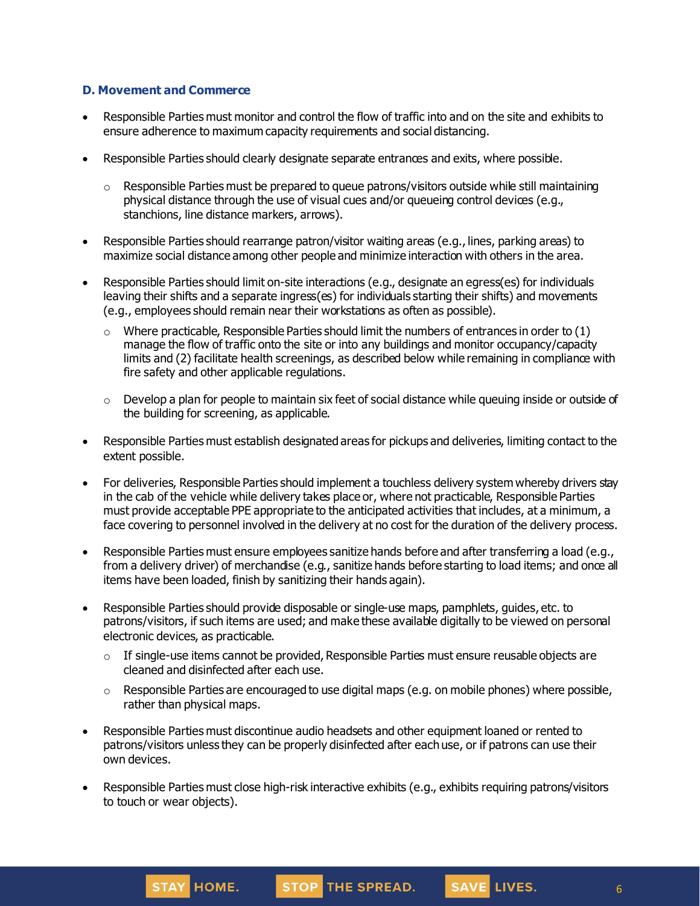### D. Movement and Commerce

- Responsible Parties must monitor and control the flow of traffic into and on the site and exhibits to ensure adherence to maximum capacity requirements and social distancing.
- Responsible Parties should clearly designate separate entrances and exits, where possible.
  - Responsible Parties must be prepared to queue patrons/visitors outside while still maintaining physical distance through the use of visual cues and/or queueing control devices (e.g., stanchions, line distance markers, arrows).
- Responsible Parties should rearrange patron/visitor waiting areas (e.g., lines, parking areas) to maximize social distance among other people and minimize interaction with others in the area.
- Responsible Parties should limit on-site interactions (e.g., designate an egress(es) for individuals leaving their shifts and a separate ingress(es) for individuals starting their shifts) and movements (e.g., employees should remain near their workstations as often as possible).
  - Where practicable, Responsible Parties should limit the numbers of entrances in order to (1) manage the flow of traffic onto the site or into any buildings and monitor occupancy/capacity limits and (2) facilitate health screenings, as described below while remaining in compliance with fire safety and other applicable regulations.
  - Develop a plan for people to maintain six feet of social distance while queuing inside or outside of the building for screening, as applicable.
- Responsible Parties must establish designated areas for pickups and deliveries, limiting contact to the extent possible.
- For deliveries, Responsible Parties should implement a touchless delivery system whereby drivers stay in the cab of the vehicle while delivery takes place or, where not practicable, Responsible Parties must provide acceptable PPE appropriate to the anticipated activities that includes, at a minimum, a face covering to personnel involved in the delivery at no cost for the duration of the delivery process.
- Responsible Parties must ensure employees sanitize hands before and after transferring a load (e.g., from a delivery driver) of merchandise (e.g., sanitize hands before starting to load items; and once all items have been loaded, finish by sanitizing their hands again).
- Responsible Parties should provide disposable or single-use maps, pamphlets, guides, etc. to patrons/visitors, if such items are used; and make these available digitally to be viewed on personal electronic devices, as practicable.
  - If single-use items cannot be provided, Responsible Parties must ensure reusable objects are cleaned and disinfected after each use.
  - Responsible Parties are encouraged to use digital maps (e.g. on mobile phones) where possible, rather than physical maps.
- Responsible Parties must discontinue audio headsets and other equipment loaned or rented to patrons/visitors unless they can be properly disinfected after each use, or if patrons can use their own devices.
- Responsible Parties must close high-risk interactive exhibits (e.g., exhibits requiring patrons/visitors to touch or wear objects).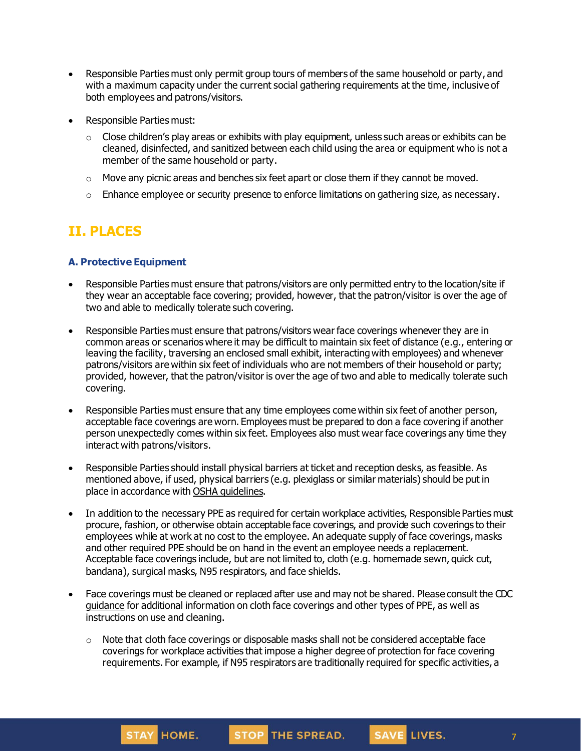- Responsible Parties must only permit group tours of members of the same household or party, and with a maximum capacity under the current social gathering requirements at the time, inclusive of both employees and patrons/visitors.
- Responsible Parties must:
  - Close children's play areas or exhibits with play equipment, unless such areas or exhibits can be cleaned, disinfected, and sanitized between each child using the area or equipment who is not a member of the same household or party.
  - Move any picnic areas and benches six feet apart or close them if they cannot be moved.
  - Enhance employee or security presence to enforce limitations on gathering size, as necessary.

## II. PLACES

### A. Protective Equipment

- Responsible Parties must ensure that patrons/visitors are only permitted entry to the location/site if they wear an acceptable face covering; provided, however, that the patron/visitor is over the age of two and able to medically tolerate such covering.
- Responsible Parties must ensure that patrons/visitors wear face coverings whenever they are in common areas or scenarios where it may be difficult to maintain six feet of distance (e.g., entering or leaving the facility, traversing an enclosed small exhibit, interacting with employees) and whenever patrons/visitors are within six feet of individuals who are not members of their household or party; provided, however, that the patron/visitor is over the age of two and able to medically tolerate such covering.
- Responsible Parties must ensure that any time employees come within six feet of another person, acceptable face coverings are worn. Employees must be prepared to don a face covering if another person unexpectedly comes within six feet. Employees also must wear face coverings any time they interact with patrons/visitors.
- Responsible Parties should install physical barriers at ticket and reception desks, as feasible. As mentioned above, if used, physical barriers (e.g. plexiglass or similar materials) should be put in place in accordance with OSHA guidelines.
- In addition to the necessary PPE as required for certain workplace activities, Responsible Parties must procure, fashion, or otherwise obtain acceptable face coverings, and provide such coverings to their employees while at work at no cost to the employee. An adequate supply of face coverings, masks and other required PPE should be on hand in the event an employee needs a replacement. Acceptable face coverings include, but are not limited to, cloth (e.g. homemade sewn, quick cut, bandana), surgical masks, N95 respirators, and face shields.
- Face coverings must be cleaned or replaced after use and may not be shared. Please consult the CDC guidance for additional information on cloth face coverings and other types of PPE, as well as instructions on use and cleaning.
  - Note that cloth face coverings or disposable masks shall not be considered acceptable face coverings for workplace activities that impose a higher degree of protection for face covering requirements. For example, if N95 respirators are traditionally required for specific activities, a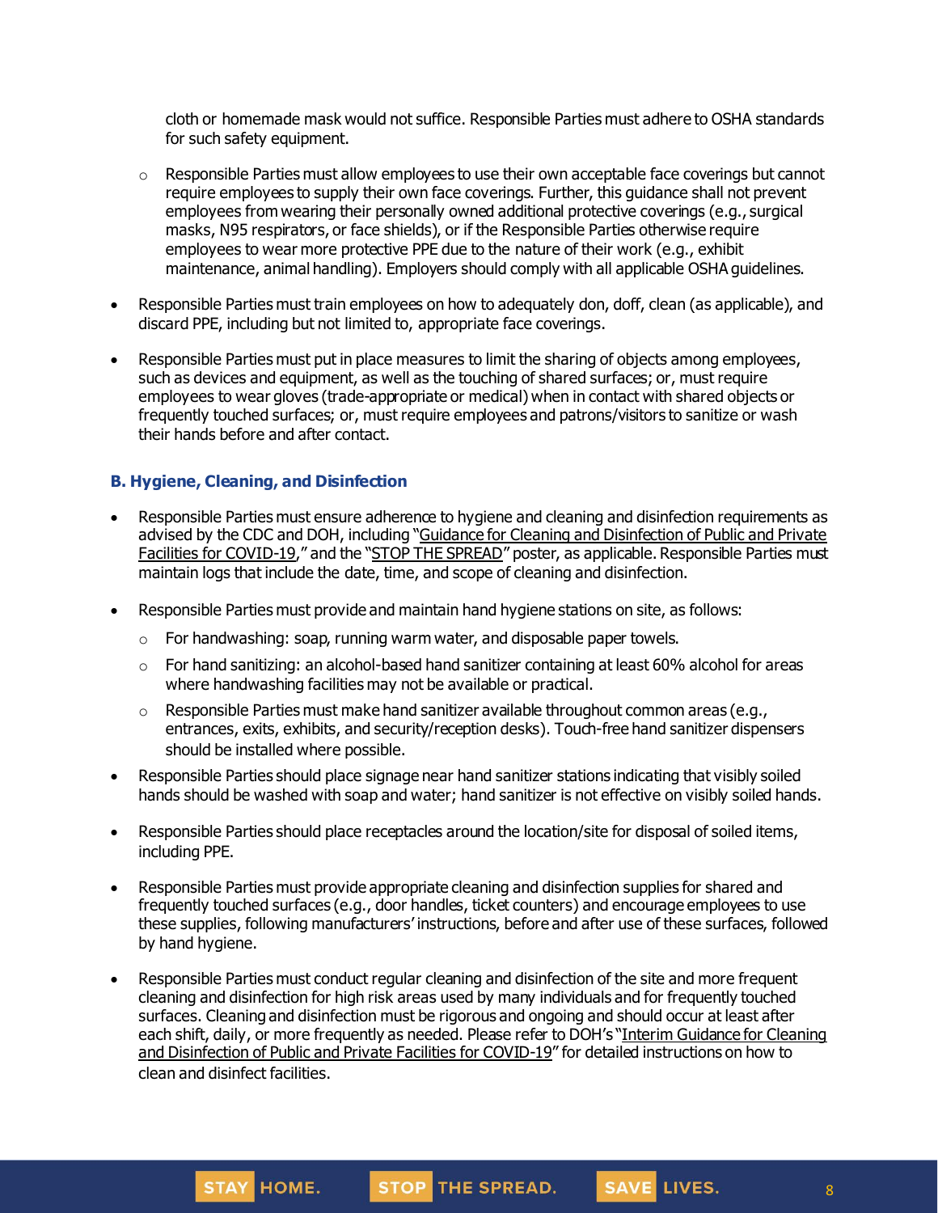cloth or homemade mask would not suffice. Responsible Parties must adhere to OSHA standards for such safety equipment.

    - Responsible Parties must allow employees to use their own acceptable face coverings but cannot require employees to supply their own face coverings. Further, this guidance shall not prevent employees from wearing their personally owned additional protective coverings (e.g., surgical masks, N95 respirators, or face shields), or if the Responsible Parties otherwise require employees to wear more protective PPE due to the nature of their work (e.g., exhibit maintenance, animal handling). Employers should comply with all applicable OSHA guidelines.

- Responsible Parties must train employees on how to adequately don, doff, clean (as applicable), and discard PPE, including but not limited to, appropriate face coverings.

- Responsible Parties must put in place measures to limit the sharing of objects among employees, such as devices and equipment, as well as the touching of shared surfaces; or, must require employees to wear gloves (trade-appropriate or medical) when in contact with shared objects or frequently touched surfaces; or, must require employees and patrons/visitors to sanitize or wash their hands before and after contact.

### B. Hygiene, Cleaning, and Disinfection

- Responsible Parties must ensure adherence to hygiene and cleaning and disinfection requirements as advised by the CDC and DOH, including "Guidance for Cleaning and Disinfection of Public and Private Facilities for COVID-19," and the "STOP THE SPREAD" poster, as applicable. Responsible Parties must maintain logs that include the date, time, and scope of cleaning and disinfection.

- Responsible Parties must provide and maintain hand hygiene stations on site, as follows:
    - For handwashing: soap, running warm water, and disposable paper towels.
    - For hand sanitizing: an alcohol-based hand sanitizer containing at least 60% alcohol for areas where handwashing facilities may not be available or practical.
    - Responsible Parties must make hand sanitizer available throughout common areas (e.g., entrances, exits, exhibits, and security/reception desks). Touch-free hand sanitizer dispensers should be installed where possible.

- Responsible Parties should place signage near hand sanitizer stations indicating that visibly soiled hands should be washed with soap and water; hand sanitizer is not effective on visibly soiled hands.

- Responsible Parties should place receptacles around the location/site for disposal of soiled items, including PPE.

- Responsible Parties must provide appropriate cleaning and disinfection supplies for shared and frequently touched surfaces (e.g., door handles, ticket counters) and encourage employees to use these supplies, following manufacturers' instructions, before and after use of these surfaces, followed by hand hygiene.

- Responsible Parties must conduct regular cleaning and disinfection of the site and more frequent cleaning and disinfection for high risk areas used by many individuals and for frequently touched surfaces. Cleaning and disinfection must be rigorous and ongoing and should occur at least after each shift, daily, or more frequently as needed. Please refer to DOH's "Interim Guidance for Cleaning and Disinfection of Public and Private Facilities for COVID-19" for detailed instructions on how to clean and disinfect facilities.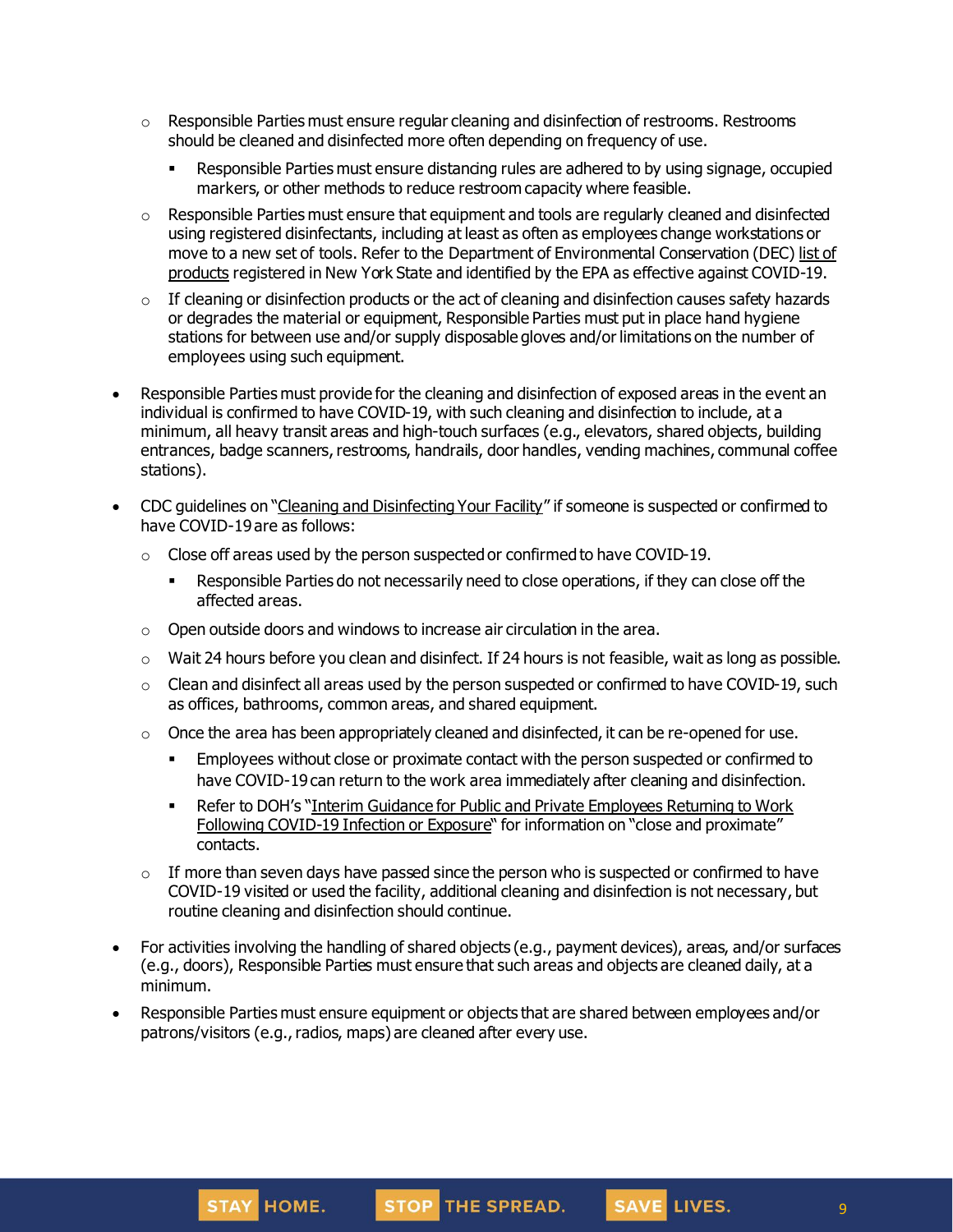- Responsible Parties must ensure regular cleaning and disinfection of restrooms. Restrooms should be cleaned and disinfected more often depending on frequency of use.
    - Responsible Parties must ensure distancing rules are adhered to by using signage, occupied markers, or other methods to reduce restroom capacity where feasible.
  - Responsible Parties must ensure that equipment and tools are regularly cleaned and disinfected using registered disinfectants, including at least as often as employees change workstations or move to a new set of tools. Refer to the Department of Environmental Conservation (DEC) list of products registered in New York State and identified by the EPA as effective against COVID-19.
  - If cleaning or disinfection products or the act of cleaning and disinfection causes safety hazards or degrades the material or equipment, Responsible Parties must put in place hand hygiene stations for between use and/or supply disposable gloves and/or limitations on the number of employees using such equipment.

- Responsible Parties must provide for the cleaning and disinfection of exposed areas in the event an individual is confirmed to have COVID-19, with such cleaning and disinfection to include, at a minimum, all heavy transit areas and high-touch surfaces (e.g., elevators, shared objects, building entrances, badge scanners, restrooms, handrails, door handles, vending machines, communal coffee stations).

- CDC guidelines on "Cleaning and Disinfecting Your Facility" if someone is suspected or confirmed to have COVID-19 are as follows:
  - Close off areas used by the person suspected or confirmed to have COVID-19.
    - Responsible Parties do not necessarily need to close operations, if they can close off the affected areas.
  - Open outside doors and windows to increase air circulation in the area.
  - Wait 24 hours before you clean and disinfect. If 24 hours is not feasible, wait as long as possible.
  - Clean and disinfect all areas used by the person suspected or confirmed to have COVID-19, such as offices, bathrooms, common areas, and shared equipment.
  - Once the area has been appropriately cleaned and disinfected, it can be re-opened for use.
    - Employees without close or proximate contact with the person suspected or confirmed to have COVID-19 can return to the work area immediately after cleaning and disinfection.
    - Refer to DOH's "Interim Guidance for Public and Private Employees Returning to Work Following COVID-19 Infection or Exposure" for information on "close and proximate" contacts.
  - If more than seven days have passed since the person who is suspected or confirmed to have COVID-19 visited or used the facility, additional cleaning and disinfection is not necessary, but routine cleaning and disinfection should continue.

- For activities involving the handling of shared objects (e.g., payment devices), areas, and/or surfaces (e.g., doors), Responsible Parties must ensure that such areas and objects are cleaned daily, at a minimum.

- Responsible Parties must ensure equipment or objects that are shared between employees and/or patrons/visitors (e.g., radios, maps) are cleaned after every use.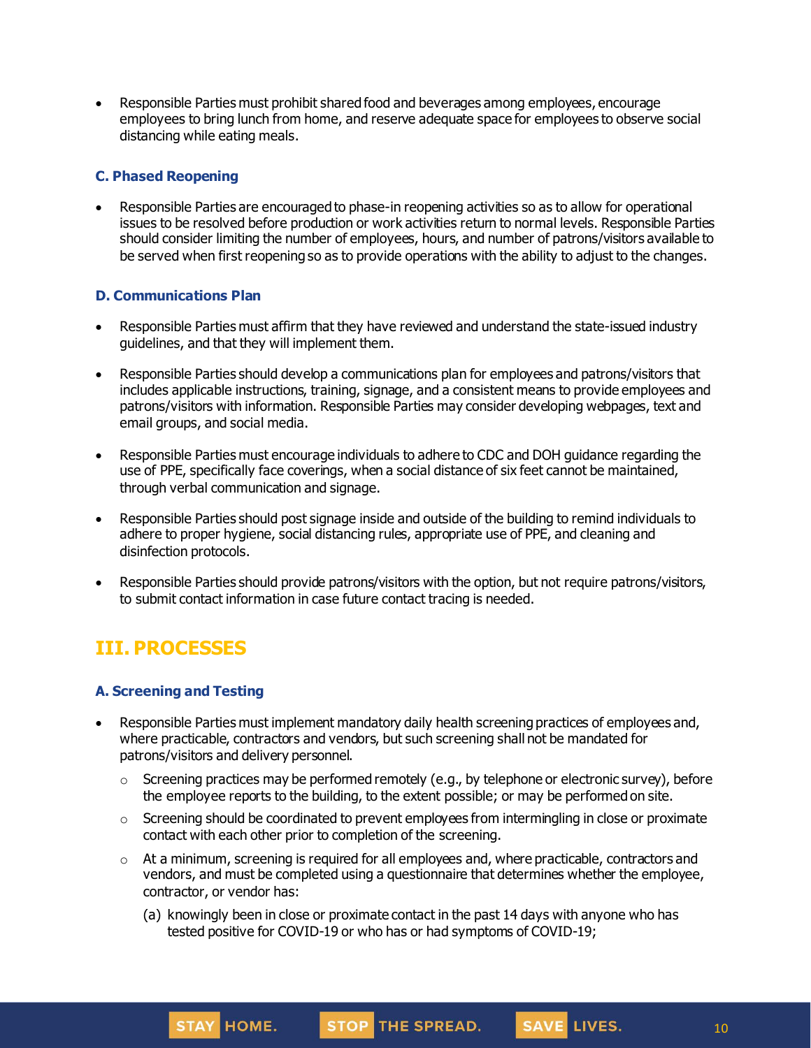- Responsible Parties must prohibit shared food and beverages among employees, encourage employees to bring lunch from home, and reserve adequate space for employees to observe social distancing while eating meals.

### C. Phased Reopening

- Responsible Parties are encouraged to phase-in reopening activities so as to allow for operational issues to be resolved before production or work activities return to normal levels. Responsible Parties should consider limiting the number of employees, hours, and number of patrons/visitors available to be served when first reopening so as to provide operations with the ability to adjust to the changes.

### D. Communications Plan

- Responsible Parties must affirm that they have reviewed and understand the state-issued industry guidelines, and that they will implement them.
- Responsible Parties should develop a communications plan for employees and patrons/visitors that includes applicable instructions, training, signage, and a consistent means to provide employees and patrons/visitors with information. Responsible Parties may consider developing webpages, text and email groups, and social media.
- Responsible Parties must encourage individuals to adhere to CDC and DOH guidance regarding the use of PPE, specifically face coverings, when a social distance of six feet cannot be maintained, through verbal communication and signage.
- Responsible Parties should post signage inside and outside of the building to remind individuals to adhere to proper hygiene, social distancing rules, appropriate use of PPE, and cleaning and disinfection protocols.
- Responsible Parties should provide patrons/visitors with the option, but not require patrons/visitors, to submit contact information in case future contact tracing is needed.

## III. PROCESSES

### A. Screening and Testing

- Responsible Parties must implement mandatory daily health screening practices of employees and, where practicable, contractors and vendors, but such screening shall not be mandated for patrons/visitors and delivery personnel.
  - Screening practices may be performed remotely (e.g., by telephone or electronic survey), before the employee reports to the building, to the extent possible; or may be performed on site.
  - Screening should be coordinated to prevent employees from intermingling in close or proximate contact with each other prior to completion of the screening.
  - At a minimum, screening is required for all employees and, where practicable, contractors and vendors, and must be completed using a questionnaire that determines whether the employee, contractor, or vendor has:

    (a) knowingly been in close or proximate contact in the past 14 days with anyone who has tested positive for COVID-19 or who has or had symptoms of COVID-19;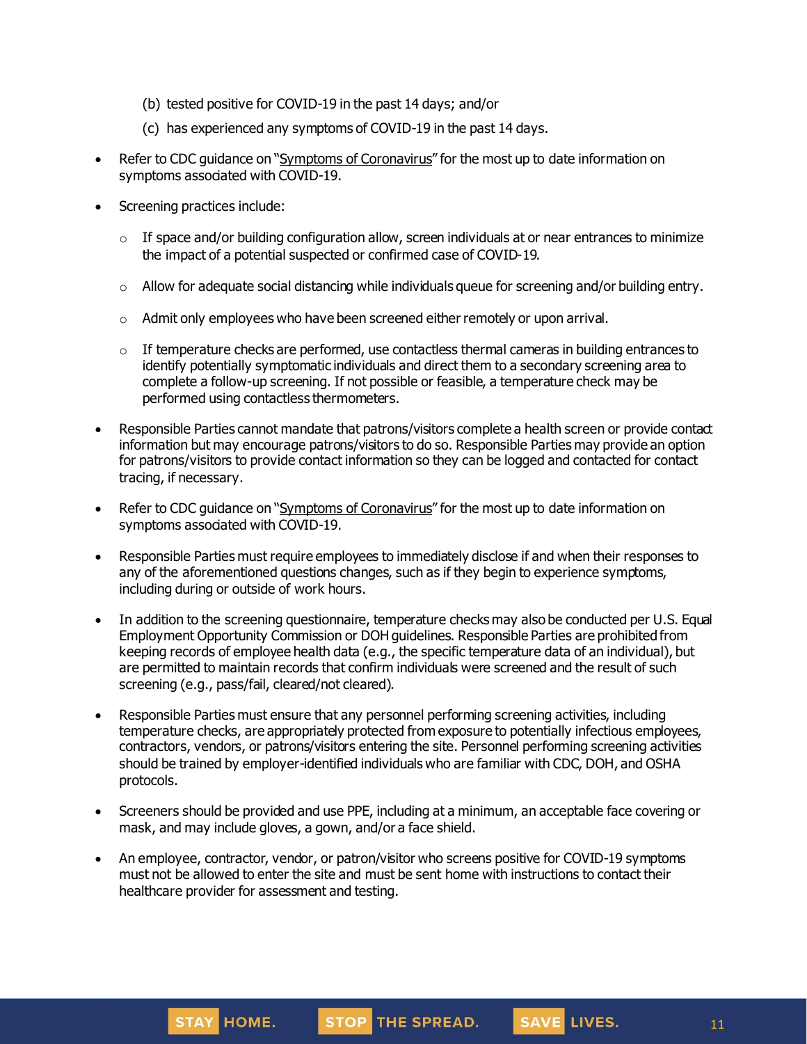(b) tested positive for COVID-19 in the past 14 days; and/or

(c) has experienced any symptoms of COVID-19 in the past 14 days.

- Refer to CDC guidance on "Symptoms of Coronavirus" for the most up to date information on symptoms associated with COVID-19.
- Screening practices include:
  - If space and/or building configuration allow, screen individuals at or near entrances to minimize the impact of a potential suspected or confirmed case of COVID-19.
  - Allow for adequate social distancing while individuals queue for screening and/or building entry.
  - Admit only employees who have been screened either remotely or upon arrival.
  - If temperature checks are performed, use contactless thermal cameras in building entrances to identify potentially symptomatic individuals and direct them to a secondary screening area to complete a follow-up screening. If not possible or feasible, a temperature check may be performed using contactless thermometers.
- Responsible Parties cannot mandate that patrons/visitors complete a health screen or provide contact information but may encourage patrons/visitors to do so. Responsible Parties may provide an option for patrons/visitors to provide contact information so they can be logged and contacted for contact tracing, if necessary.
- Refer to CDC guidance on "Symptoms of Coronavirus" for the most up to date information on symptoms associated with COVID-19.
- Responsible Parties must require employees to immediately disclose if and when their responses to any of the aforementioned questions changes, such as if they begin to experience symptoms, including during or outside of work hours.
- In addition to the screening questionnaire, temperature checks may also be conducted per U.S. Equal Employment Opportunity Commission or DOH guidelines. Responsible Parties are prohibited from keeping records of employee health data (e.g., the specific temperature data of an individual), but are permitted to maintain records that confirm individuals were screened and the result of such screening (e.g., pass/fail, cleared/not cleared).
- Responsible Parties must ensure that any personnel performing screening activities, including temperature checks, are appropriately protected from exposure to potentially infectious employees, contractors, vendors, or patrons/visitors entering the site. Personnel performing screening activities should be trained by employer-identified individuals who are familiar with CDC, DOH, and OSHA protocols.
- Screeners should be provided and use PPE, including at a minimum, an acceptable face covering or mask, and may include gloves, a gown, and/or a face shield.
- An employee, contractor, vendor, or patron/visitor who screens positive for COVID-19 symptoms must not be allowed to enter the site and must be sent home with instructions to contact their healthcare provider for assessment and testing.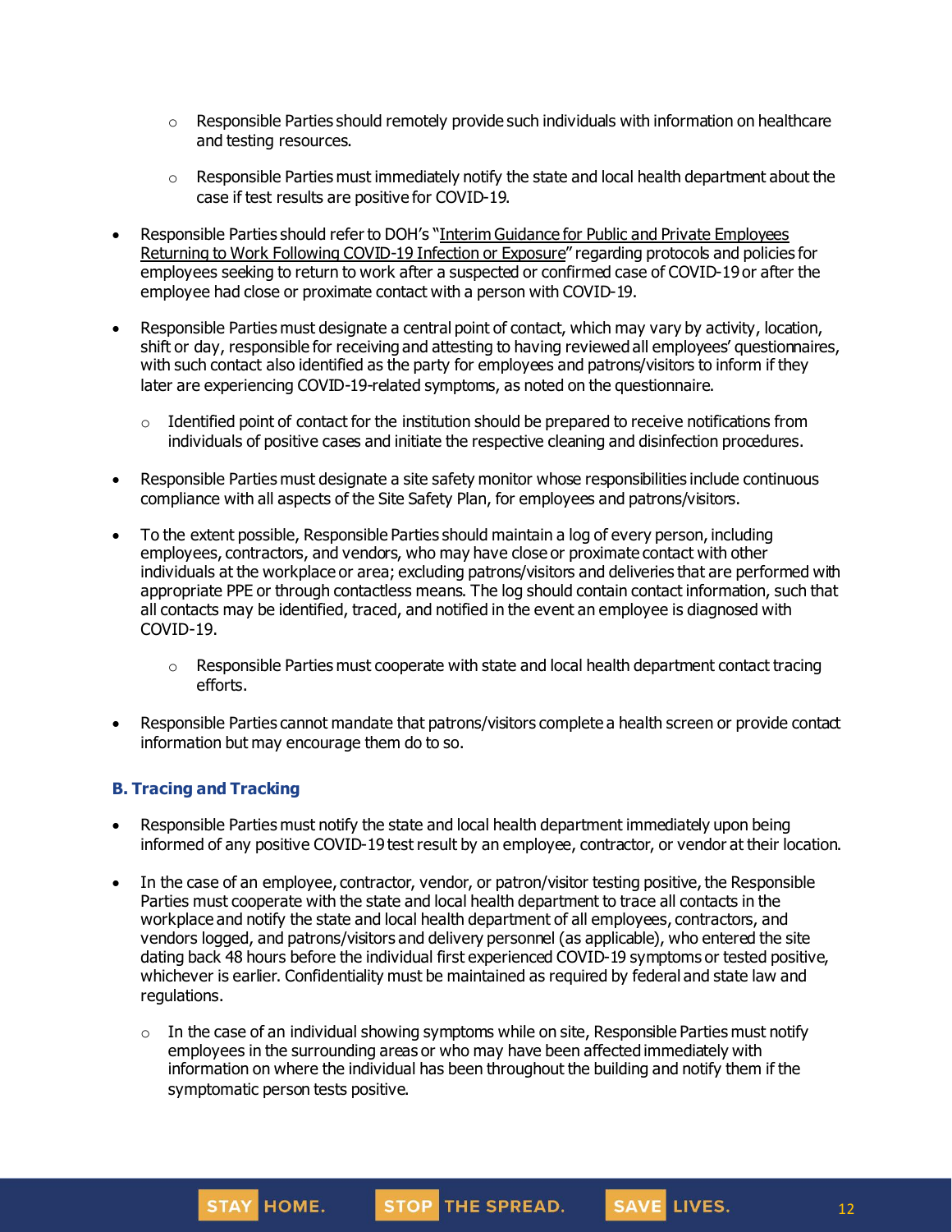- Responsible Parties should remotely provide such individuals with information on healthcare and testing resources.
    - Responsible Parties must immediately notify the state and local health department about the case if test results are positive for COVID-19.

- Responsible Parties should refer to DOH's "Interim Guidance for Public and Private Employees Returning to Work Following COVID-19 Infection or Exposure" regarding protocols and policies for employees seeking to return to work after a suspected or confirmed case of COVID-19 or after the employee had close or proximate contact with a person with COVID-19.

- Responsible Parties must designate a central point of contact, which may vary by activity, location, shift or day, responsible for receiving and attesting to having reviewed all employees' questionnaires, with such contact also identified as the party for employees and patrons/visitors to inform if they later are experiencing COVID-19-related symptoms, as noted on the questionnaire.
    - Identified point of contact for the institution should be prepared to receive notifications from individuals of positive cases and initiate the respective cleaning and disinfection procedures.

- Responsible Parties must designate a site safety monitor whose responsibilities include continuous compliance with all aspects of the Site Safety Plan, for employees and patrons/visitors.

- To the extent possible, Responsible Parties should maintain a log of every person, including employees, contractors, and vendors, who may have close or proximate contact with other individuals at the workplace or area; excluding patrons/visitors and deliveries that are performed with appropriate PPE or through contactless means. The log should contain contact information, such that all contacts may be identified, traced, and notified in the event an employee is diagnosed with COVID-19.
    - Responsible Parties must cooperate with state and local health department contact tracing efforts.

- Responsible Parties cannot mandate that patrons/visitors complete a health screen or provide contact information but may encourage them do to so.

### B. Tracing and Tracking

- Responsible Parties must notify the state and local health department immediately upon being informed of any positive COVID-19 test result by an employee, contractor, or vendor at their location.

- In the case of an employee, contractor, vendor, or patron/visitor testing positive, the Responsible Parties must cooperate with the state and local health department to trace all contacts in the workplace and notify the state and local health department of all employees, contractors, and vendors logged, and patrons/visitors and delivery personnel (as applicable), who entered the site dating back 48 hours before the individual first experienced COVID-19 symptoms or tested positive, whichever is earlier. Confidentiality must be maintained as required by federal and state law and regulations.
    - In the case of an individual showing symptoms while on site, Responsible Parties must notify employees in the surrounding areas or who may have been affected immediately with information on where the individual has been throughout the building and notify them if the symptomatic person tests positive.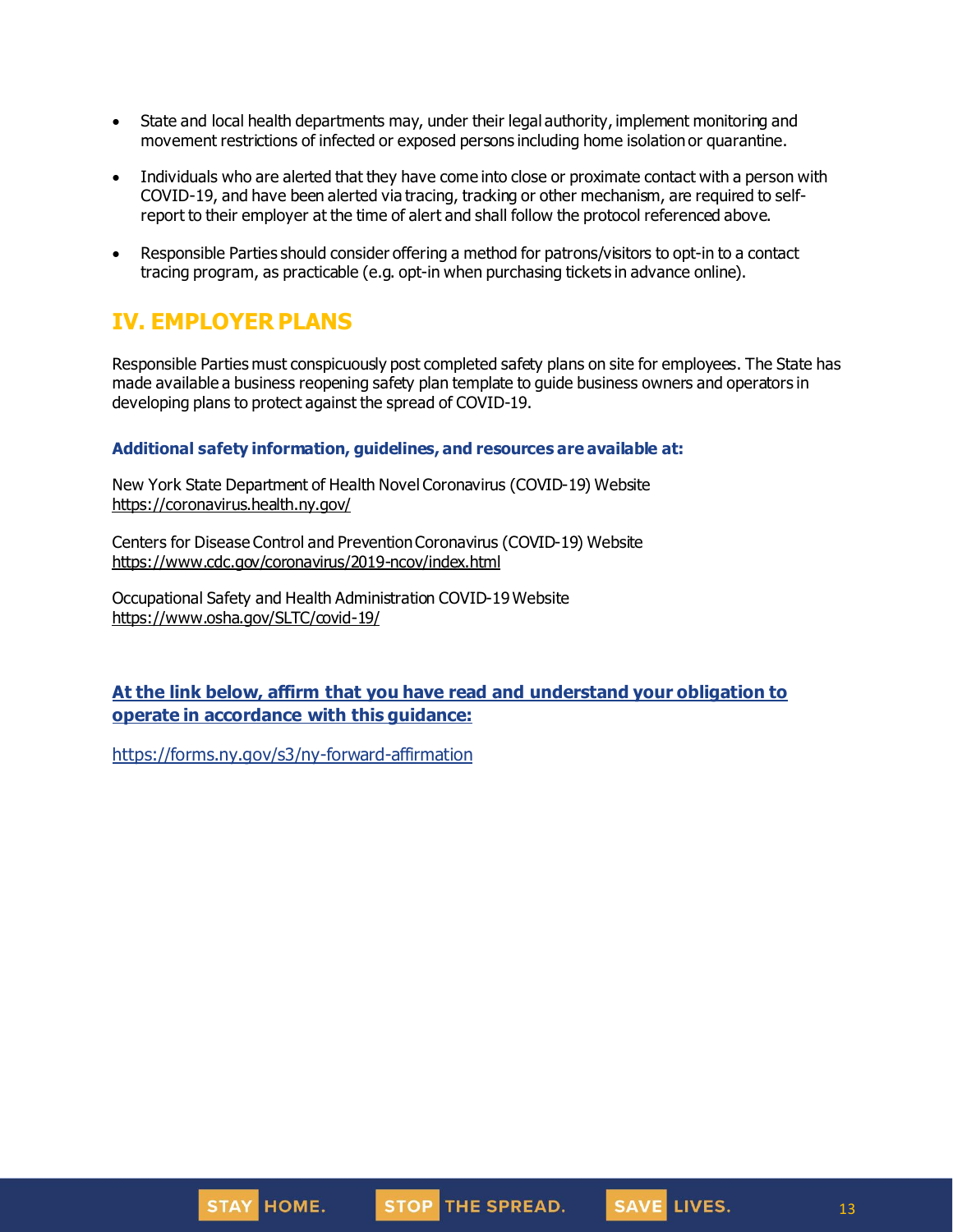- State and local health departments may, under their legal authority, implement monitoring and movement restrictions of infected or exposed persons including home isolation or quarantine.
- Individuals who are alerted that they have come into close or proximate contact with a person with COVID-19, and have been alerted via tracing, tracking or other mechanism, are required to self-report to their employer at the time of alert and shall follow the protocol referenced above.
- Responsible Parties should consider offering a method for patrons/visitors to opt-in to a contact tracing program, as practicable (e.g. opt-in when purchasing tickets in advance online).

## IV. EMPLOYER PLANS

Responsible Parties must conspicuously post completed safety plans on site for employees. The State has made available a business reopening safety plan template to guide business owners and operators in developing plans to protect against the spread of COVID-19.

**Additional safety information, guidelines, and resources are available at:**

New York State Department of Health Novel Coronavirus (COVID-19) Website
https://coronavirus.health.ny.gov/

Centers for Disease Control and Prevention Coronavirus (COVID-19) Website
https://www.cdc.gov/coronavirus/2019-ncov/index.html

Occupational Safety and Health Administration COVID-19 Website
https://www.osha.gov/SLTC/covid-19/

**At the link below, affirm that you have read and understand your obligation to operate in accordance with this guidance:**

https://forms.ny.gov/s3/ny-forward-affirmation